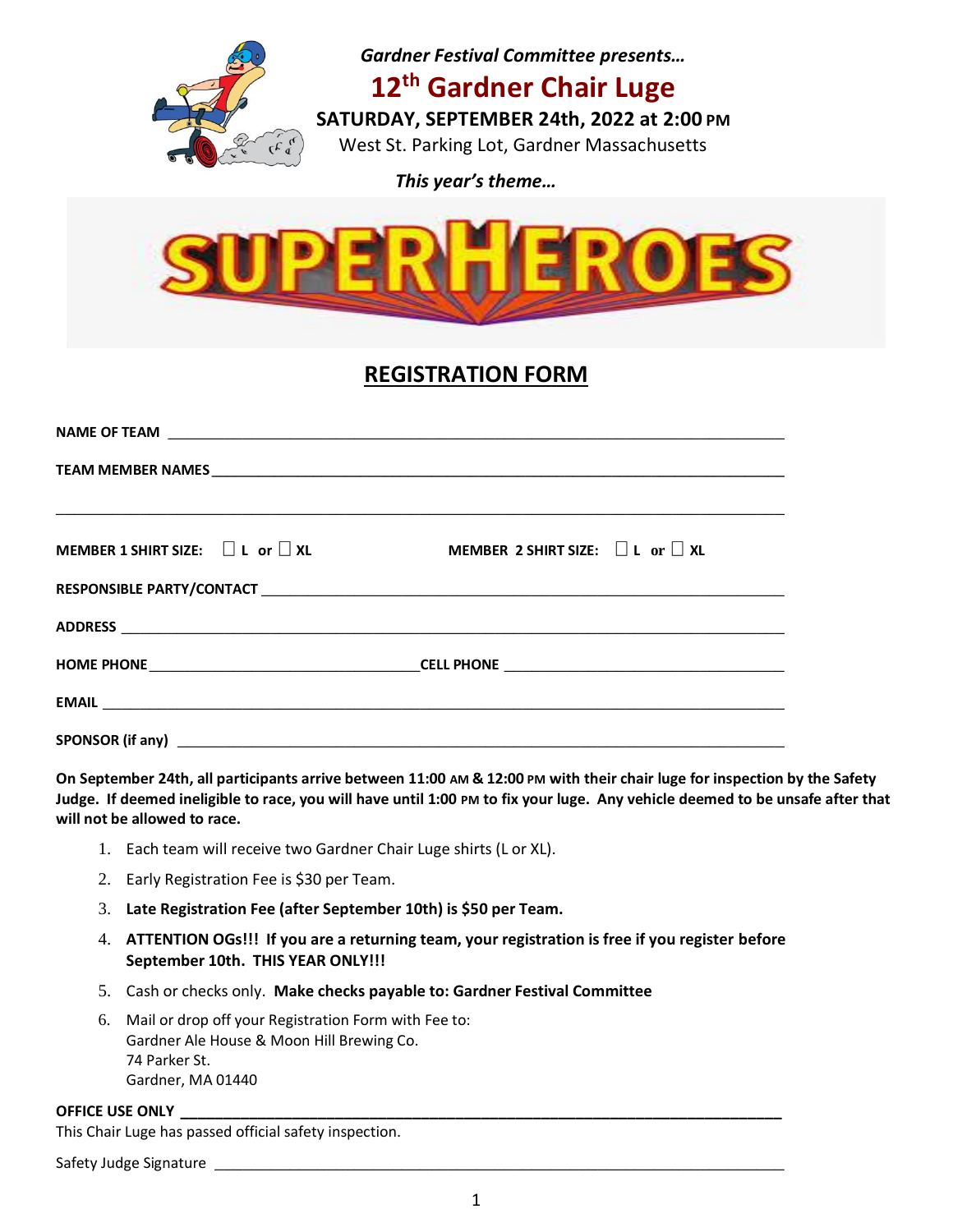*Gardner Festival Committee presents…*

# 12th Gardner Chair Luge

**SATURDAY, SEPTEMBER 24th, 2022 at 2:00 PM**

West St. Parking Lot, Gardner Massachusetts

***This year's theme…***

# SUPERHEROES

## REGISTRATION FORM

**NAME OF TEAM** ______________________________________________________________

**TEAM MEMBER NAMES** ______________________________________________________________

______________________________________________________________

**MEMBER 1 SHIRT SIZE:** ☐ **L or** ☐ **XL**  **MEMBER 2 SHIRT SIZE:** ☐ **L or** ☐ **XL**

**RESPONSIBLE PARTY/CONTACT** ______________________________________________________________

**ADDRESS** ______________________________________________________________

**HOME PHONE** ______________________ **CELL PHONE** ______________________

**EMAIL** ______________________________________________________________

**SPONSOR (if any)** ______________________________________________________________

**On September 24th, all participants arrive between 11:00 AM & 12:00 PM with their chair luge for inspection by the Safety Judge. If deemed ineligible to race, you will have until 1:00 PM to fix your luge. Any vehicle deemed to be unsafe after that will not be allowed to race.**

1. Each team will receive two Gardner Chair Luge shirts (L or XL).
2. Early Registration Fee is $30 per Team.
3. **Late Registration Fee (after September 10th) is $50 per Team.**
4. **ATTENTION OGs!!! If you are a returning team, your registration is free if you register before September 10th. THIS YEAR ONLY!!!**
5. Cash or checks only. **Make checks payable to: Gardner Festival Committee**
6. Mail or drop off your Registration Form with Fee to:
   Gardner Ale House & Moon Hill Brewing Co.
   74 Parker St.
   Gardner, MA 01440

**OFFICE USE ONLY** ______________________________________________________________

This Chair Luge has passed official safety inspection.

Safety Judge Signature ______________________________________________________________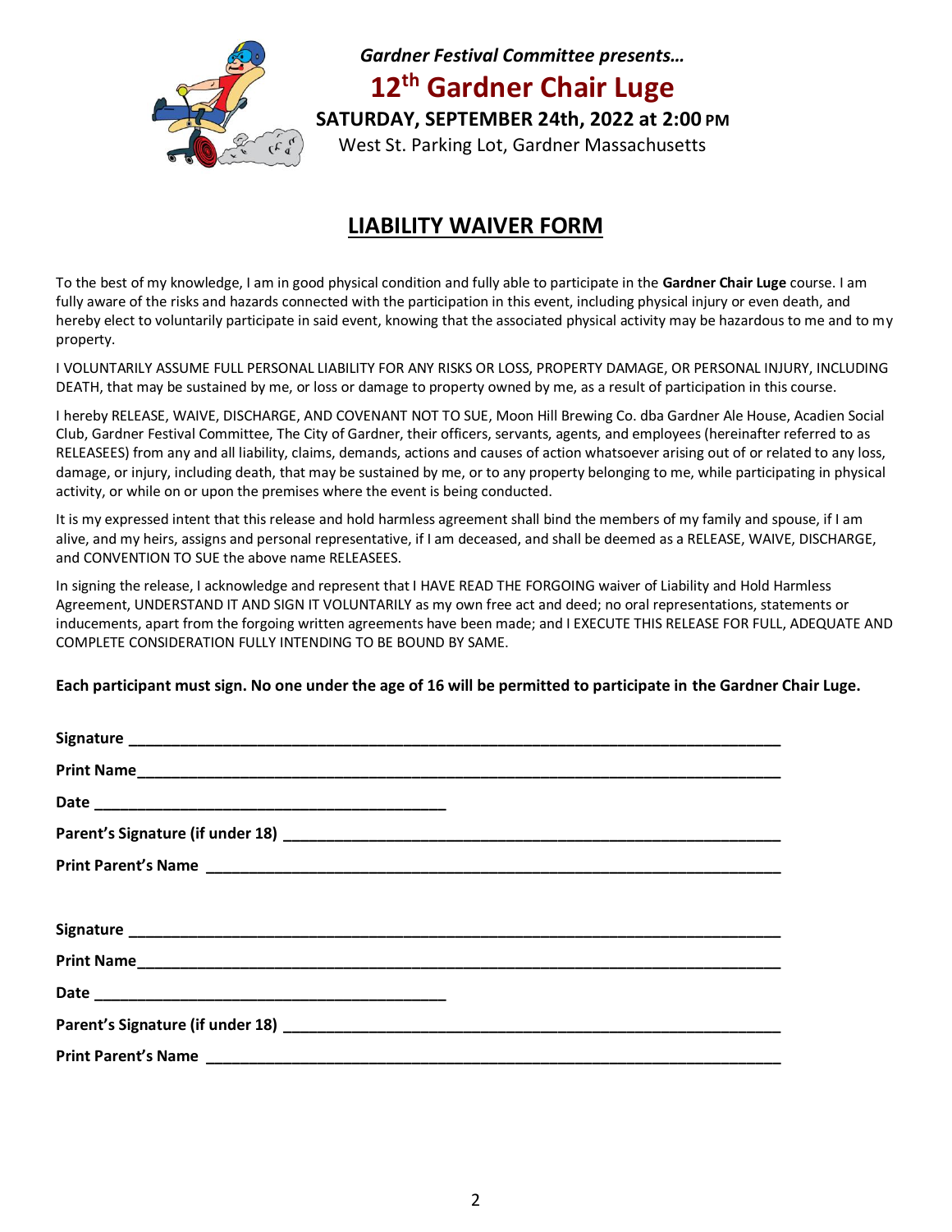*Gardner Festival Committee presents…*

# 12th Gardner Chair Luge

**SATURDAY, SEPTEMBER 24th, 2022 at 2:00 PM**

West St. Parking Lot, Gardner Massachusetts

## LIABILITY WAIVER FORM

To the best of my knowledge, I am in good physical condition and fully able to participate in the **Gardner Chair Luge** course. I am fully aware of the risks and hazards connected with the participation in this event, including physical injury or even death, and hereby elect to voluntarily participate in said event, knowing that the associated physical activity may be hazardous to me and to my property.

I VOLUNTARILY ASSUME FULL PERSONAL LIABILITY FOR ANY RISKS OR LOSS, PROPERTY DAMAGE, OR PERSONAL INJURY, INCLUDING DEATH, that may be sustained by me, or loss or damage to property owned by me, as a result of participation in this course.

I hereby RELEASE, WAIVE, DISCHARGE, AND COVENANT NOT TO SUE, Moon Hill Brewing Co. dba Gardner Ale House, Acadien Social Club, Gardner Festival Committee, The City of Gardner, their officers, servants, agents, and employees (hereinafter referred to as RELEASEES) from any and all liability, claims, demands, actions and causes of action whatsoever arising out of or related to any loss, damage, or injury, including death, that may be sustained by me, or to any property belonging to me, while participating in physical activity, or while on or upon the premises where the event is being conducted.

It is my expressed intent that this release and hold harmless agreement shall bind the members of my family and spouse, if I am alive, and my heirs, assigns and personal representative, if I am deceased, and shall be deemed as a RELEASE, WAIVE, DISCHARGE, and CONVENTION TO SUE the above name RELEASEES.

In signing the release, I acknowledge and represent that I HAVE READ THE FORGOING waiver of Liability and Hold Harmless Agreement, UNDERSTAND IT AND SIGN IT VOLUNTARILY as my own free act and deed; no oral representations, statements or inducements, apart from the forgoing written agreements have been made; and I EXECUTE THIS RELEASE FOR FULL, ADEQUATE AND COMPLETE CONSIDERATION FULLY INTENDING TO BE BOUND BY SAME.

**Each participant must sign. No one under the age of 16 will be permitted to participate in the Gardner Chair Luge.**

**Signature** ______________________________________________

**Print Name** ______________________________________________

**Date** ______________________________

**Parent's Signature (if under 18)** ______________________________________________

**Print Parent's Name** ______________________________________________

**Signature** ______________________________________________

**Print Name** ______________________________________________

**Date** ______________________________

**Parent's Signature (if under 18)** ______________________________________________

**Print Parent's Name** ______________________________________________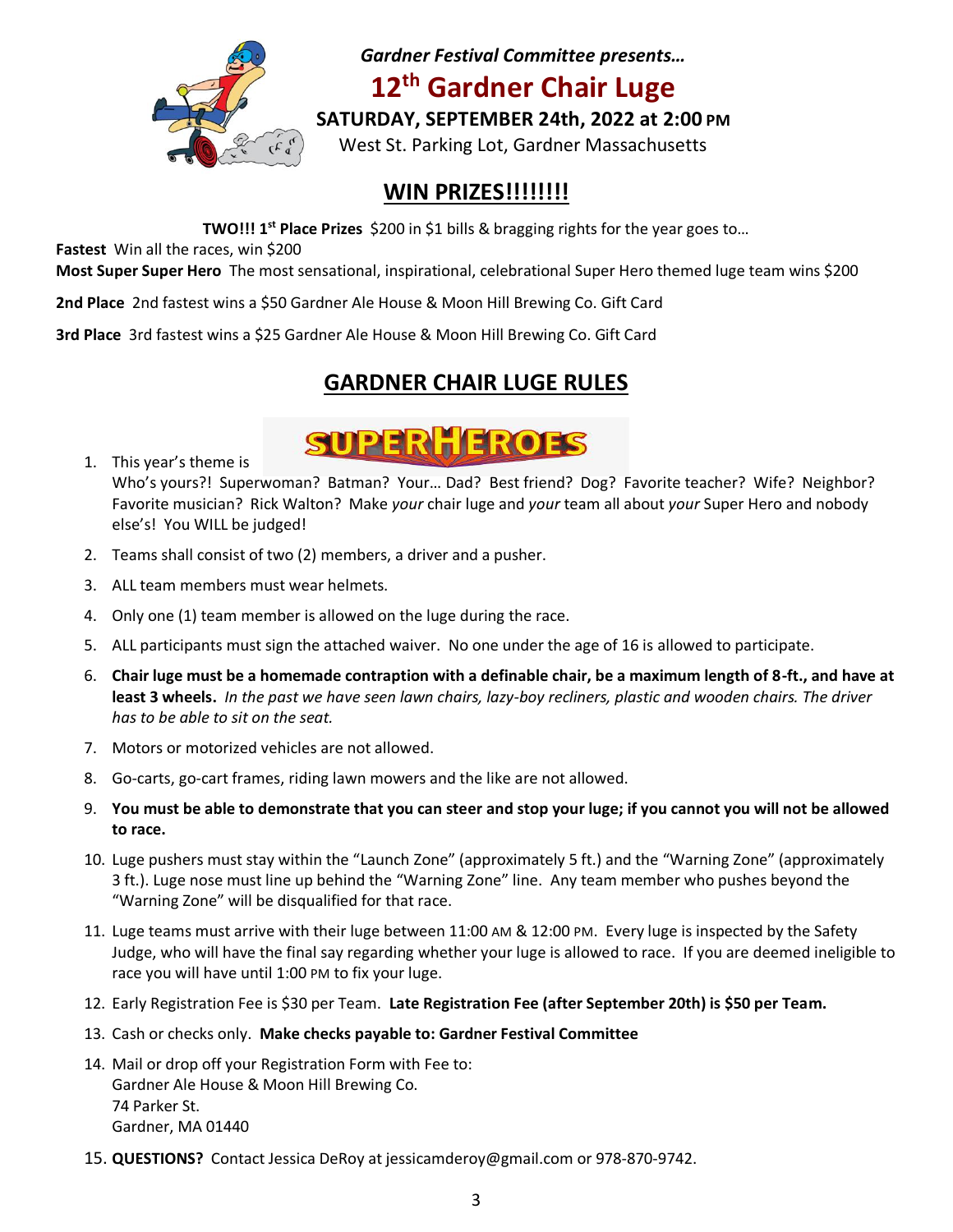*Gardner Festival Committee presents…*

# 12th Gardner Chair Luge

**SATURDAY, SEPTEMBER 24th, 2022 at 2:00 PM**

West St. Parking Lot, Gardner Massachusetts

## WIN PRIZES!!!!!!!!

**TWO!!! 1st Place Prizes** $200 in $1 bills & bragging rights for the year goes to…

**Fastest** Win all the races, win $200

**Most Super Super Hero** The most sensational, inspirational, celebrational Super Hero themed luge team wins $200

**2nd Place** 2nd fastest wins a $50 Gardner Ale House & Moon Hill Brewing Co. Gift Card

**3rd Place** 3rd fastest wins a $25 Gardner Ale House & Moon Hill Brewing Co. Gift Card

## GARDNER CHAIR LUGE RULES

1. This year's theme is SUPERHEROES
   Who's yours?! Superwoman? Batman? Your… Dad? Best friend? Dog? Favorite teacher? Wife? Neighbor? Favorite musician? Rick Walton? Make *your* chair luge and *your* team all about *your* Super Hero and nobody else's! You WILL be judged!
2. Teams shall consist of two (2) members, a driver and a pusher.
3. ALL team members must wear helmets.
4. Only one (1) team member is allowed on the luge during the race.
5. ALL participants must sign the attached waiver. No one under the age of 16 is allowed to participate.
6. **Chair luge must be a homemade contraption with a definable chair, be a maximum length of 8-ft., and have at least 3 wheels.** *In the past we have seen lawn chairs, lazy-boy recliners, plastic and wooden chairs. The driver has to be able to sit on the seat.*
7. Motors or motorized vehicles are not allowed.
8. Go-carts, go-cart frames, riding lawn mowers and the like are not allowed.
9. **You must be able to demonstrate that you can steer and stop your luge; if you cannot you will not be allowed to race.**
10. Luge pushers must stay within the "Launch Zone" (approximately 5 ft.) and the "Warning Zone" (approximately 3 ft.). Luge nose must line up behind the "Warning Zone" line. Any team member who pushes beyond the "Warning Zone" will be disqualified for that race.
11. Luge teams must arrive with their luge between 11:00 AM & 12:00 PM. Every luge is inspected by the Safety Judge, who will have the final say regarding whether your luge is allowed to race. If you are deemed ineligible to race you will have until 1:00 PM to fix your luge.
12. Early Registration Fee is $30 per Team. **Late Registration Fee (after September 20th) is $50 per Team.**
13. Cash or checks only. **Make checks payable to: Gardner Festival Committee**
14. Mail or drop off your Registration Form with Fee to:
    Gardner Ale House & Moon Hill Brewing Co.
    74 Parker St.
    Gardner, MA 01440
15. **QUESTIONS?** Contact Jessica DeRoy at jessicamderoy@gmail.com or 978-870-9742.